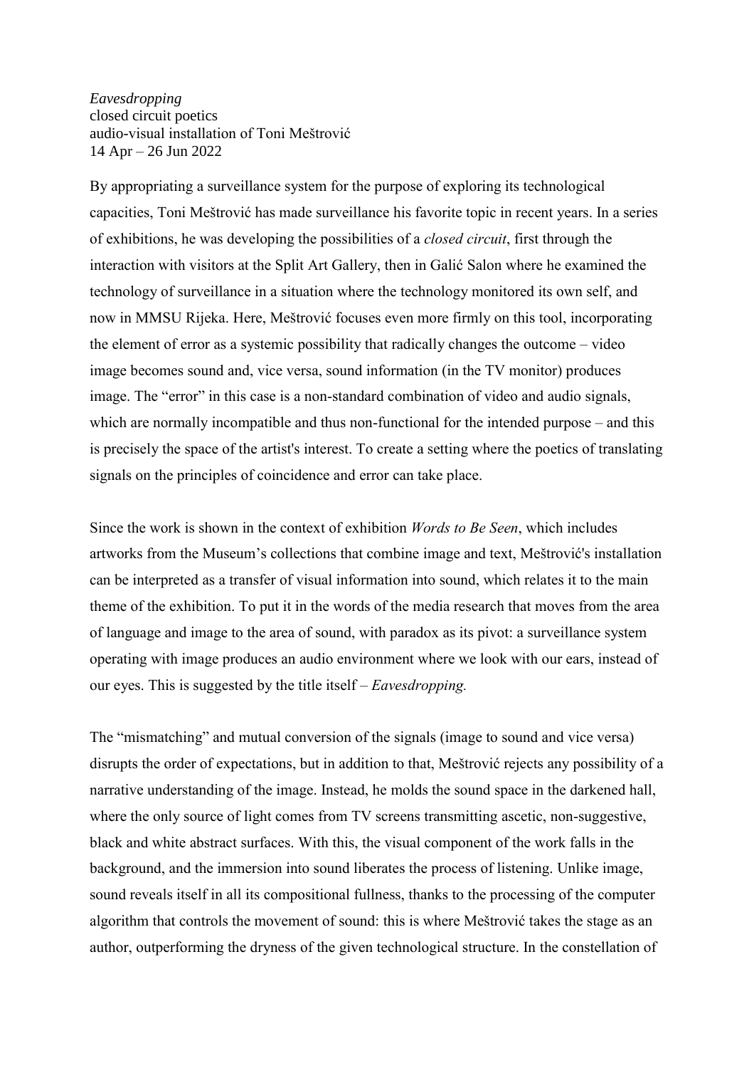*Eavesdropping*
closed circuit poetics
audio-visual installation of Toni Meštrović
14 Apr – 26 Jun 2022

By appropriating a surveillance system for the purpose of exploring its technological capacities, Toni Meštrović has made surveillance his favorite topic in recent years. In a series of exhibitions, he was developing the possibilities of a *closed circuit*, first through the interaction with visitors at the Split Art Gallery, then in Galić Salon where he examined the technology of surveillance in a situation where the technology monitored its own self, and now in MMSU Rijeka. Here, Meštrović focuses even more firmly on this tool, incorporating the element of error as a systemic possibility that radically changes the outcome – video image becomes sound and, vice versa, sound information (in the TV monitor) produces image. The "error" in this case is a non-standard combination of video and audio signals, which are normally incompatible and thus non-functional for the intended purpose – and this is precisely the space of the artist's interest. To create a setting where the poetics of translating signals on the principles of coincidence and error can take place.

Since the work is shown in the context of exhibition *Words to Be Seen*, which includes artworks from the Museum's collections that combine image and text, Meštrović's installation can be interpreted as a transfer of visual information into sound, which relates it to the main theme of the exhibition. To put it in the words of the media research that moves from the area of language and image to the area of sound, with paradox as its pivot: a surveillance system operating with image produces an audio environment where we look with our ears, instead of our eyes. This is suggested by the title itself – *Eavesdropping.*

The "mismatching" and mutual conversion of the signals (image to sound and vice versa) disrupts the order of expectations, but in addition to that, Meštrović rejects any possibility of a narrative understanding of the image. Instead, he molds the sound space in the darkened hall, where the only source of light comes from TV screens transmitting ascetic, non-suggestive, black and white abstract surfaces. With this, the visual component of the work falls in the background, and the immersion into sound liberates the process of listening. Unlike image, sound reveals itself in all its compositional fullness, thanks to the processing of the computer algorithm that controls the movement of sound: this is where Meštrović takes the stage as an author, outperforming the dryness of the given technological structure. In the constellation of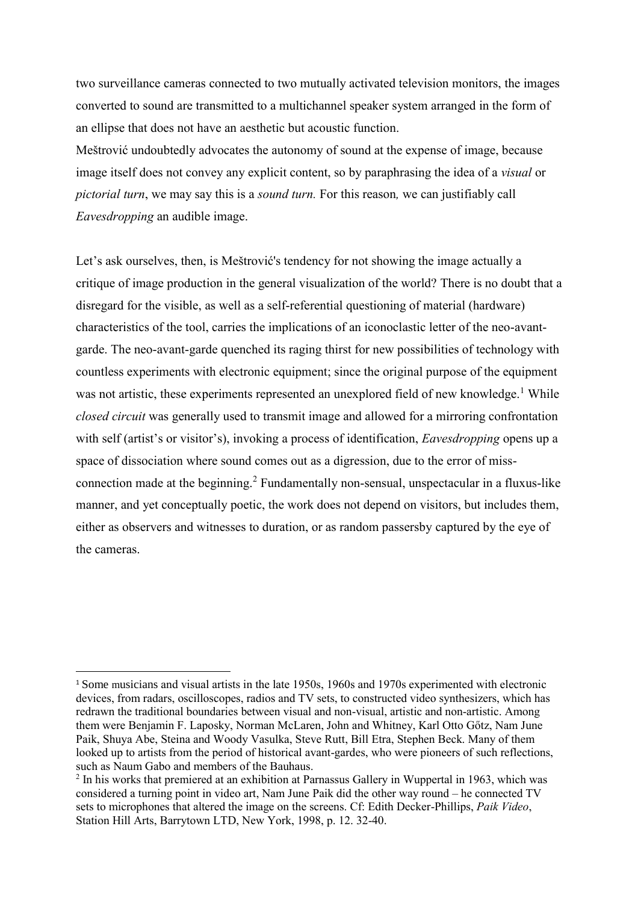two surveillance cameras connected to two mutually activated television monitors, the images converted to sound are transmitted to a multichannel speaker system arranged in the form of an ellipse that does not have an aesthetic but acoustic function.

Meštrović undoubtedly advocates the autonomy of sound at the expense of image, because image itself does not convey any explicit content, so by paraphrasing the idea of a *visual* or *pictorial turn*, we may say this is a *sound turn.* For this reason*,* we can justifiably call *Eavesdropping* an audible image.

Let's ask ourselves, then, is Meštrović's tendency for not showing the image actually a critique of image production in the general visualization of the world? There is no doubt that a disregard for the visible, as well as a self-referential questioning of material (hardware) characteristics of the tool, carries the implications of an iconoclastic letter of the neo-avant-garde. The neo-avant-garde quenched its raging thirst for new possibilities of technology with countless experiments with electronic equipment; since the original purpose of the equipment was not artistic, these experiments represented an unexplored field of new knowledge.[1] While *closed circuit* was generally used to transmit image and allowed for a mirroring confrontation with self (artist's or visitor's), invoking a process of identification, *Eavesdropping* opens up a space of dissociation where sound comes out as a digression, due to the error of miss-connection made at the beginning.[2] Fundamentally non-sensual, unspectacular in a fluxus-like manner, and yet conceptually poetic, the work does not depend on visitors, but includes them, either as observers and witnesses to duration, or as random passersby captured by the eye of the cameras.

---

[1] Some musicians and visual artists in the late 1950s, 1960s and 1970s experimented with electronic devices, from radars, oscilloscopes, radios and TV sets, to constructed video synthesizers, which has redrawn the traditional boundaries between visual and non-visual, artistic and non-artistic. Among them were Benjamin F. Laposky, Norman McLaren, John and Whitney, Karl Otto Gőtz, Nam June Paik, Shuya Abe, Steina and Woody Vasulka, Steve Rutt, Bill Etra, Stephen Beck. Many of them looked up to artists from the period of historical avant-gardes, who were pioneers of such reflections, such as Naum Gabo and members of the Bauhaus.

[2] In his works that premiered at an exhibition at Parnassus Gallery in Wuppertal in 1963, which was considered a turning point in video art, Nam June Paik did the other way round – he connected TV sets to microphones that altered the image on the screens. Cf: Edith Decker-Phillips, *Paik Video*, Station Hill Arts, Barrytown LTD, New York, 1998, p. 12. 32-40.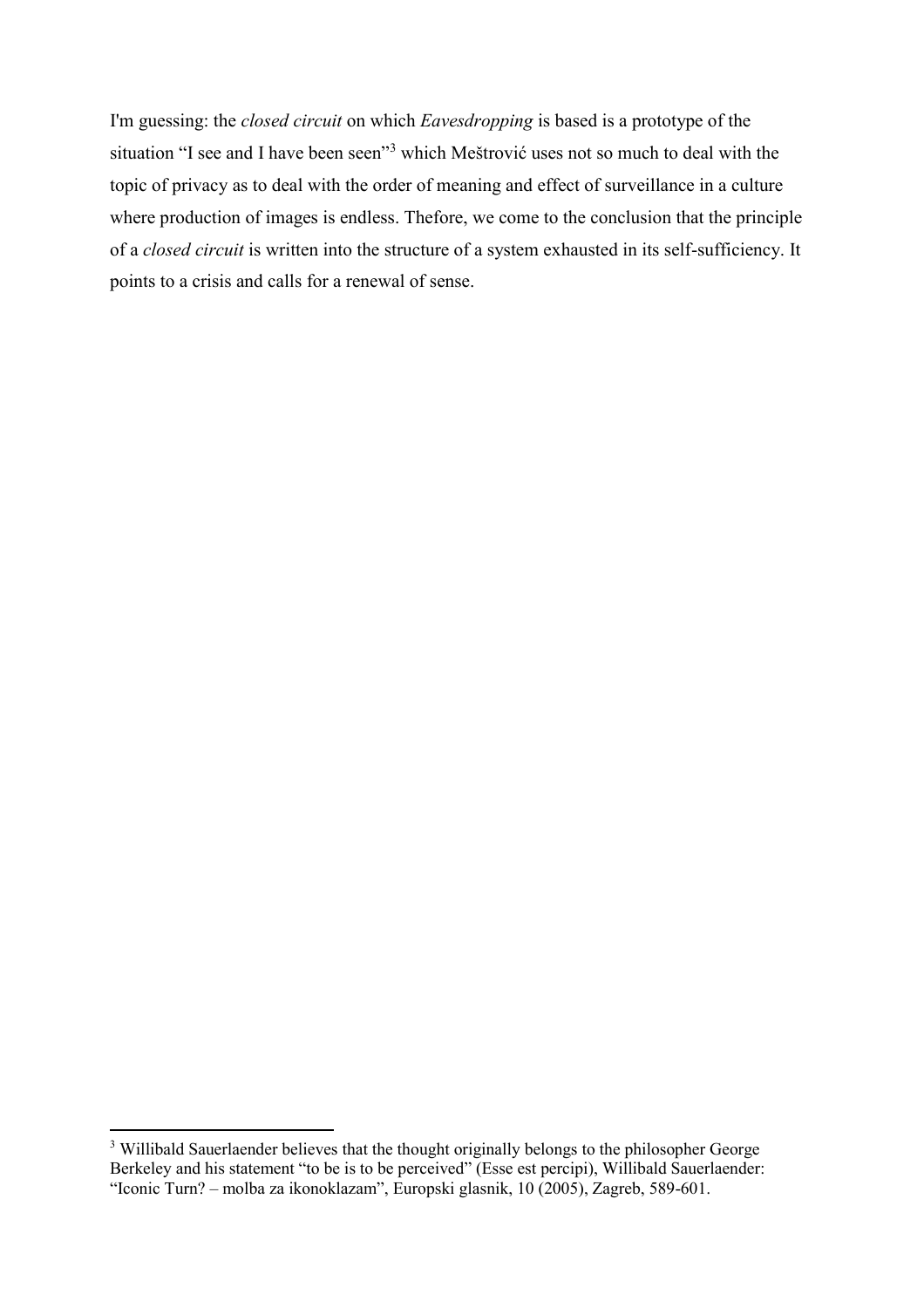I'm guessing: the *closed circuit* on which *Eavesdropping* is based is a prototype of the situation "I see and I have been seen"[3] which Meštrović uses not so much to deal with the topic of privacy as to deal with the order of meaning and effect of surveillance in a culture where production of images is endless. Thefore, we come to the conclusion that the principle of a *closed circuit* is written into the structure of a system exhausted in its self-sufficiency. It points to a crisis and calls for a renewal of sense.

---

[3] Willibald Sauerlaender believes that the thought originally belongs to the philosopher George Berkeley and his statement "to be is to be perceived" (Esse est percipi), Willibald Sauerlaender: "Iconic Turn? – molba za ikonoklazam", Europski glasnik, 10 (2005), Zagreb, 589-601.